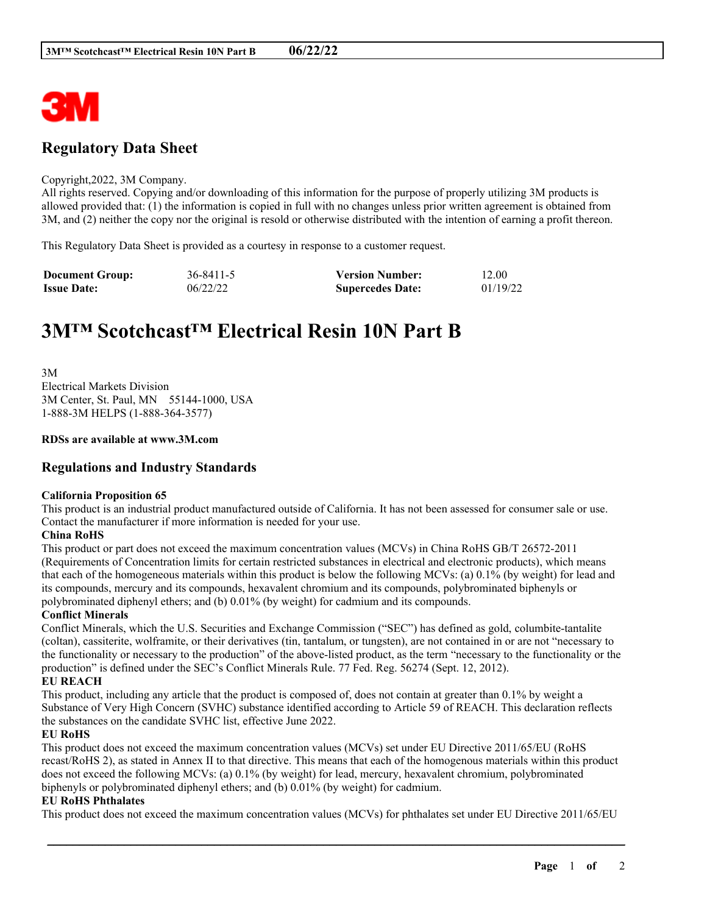# Regulatory Data Sheet

Copyright,2022, 3M Company.
All rights reserved. Copying and/or downloading of this information for the purpose of properly utilizing 3M products is allowed provided that: (1) the information is copied in full with no changes unless prior written agreement is obtained from 3M, and (2) neither the copy nor the original is resold or otherwise distributed with the intention of earning a profit thereon.

This Regulatory Data Sheet is provided as a courtesy in response to a customer request.

| **Document Group:** | 36-8411-5 | **Version Number:** | 12.00 |
|---|---|---|---|
| **Issue Date:** | 06/22/22 | **Supercedes Date:** | 01/19/22 |

# 3M™ Scotchcast™ Electrical Resin 10N Part B

3M
Electrical Markets Division
3M Center, St. Paul, MN 55144-1000, USA
1-888-3M HELPS (1-888-364-3577)

**RDSs are available at www.3M.com**

## Regulations and Industry Standards

**California Proposition 65**
This product is an industrial product manufactured outside of California. It has not been assessed for consumer sale or use. Contact the manufacturer if more information is needed for your use.

**China RoHS**
This product or part does not exceed the maximum concentration values (MCVs) in China RoHS GB/T 26572-2011 (Requirements of Concentration limits for certain restricted substances in electrical and electronic products), which means that each of the homogeneous materials within this product is below the following MCVs: (a) 0.1% (by weight) for lead and its compounds, mercury and its compounds, hexavalent chromium and its compounds, polybrominated biphenyls or polybrominated diphenyl ethers; and (b) 0.01% (by weight) for cadmium and its compounds.

**Conflict Minerals**
Conflict Minerals, which the U.S. Securities and Exchange Commission ("SEC") has defined as gold, columbite-tantalite (coltan), cassiterite, wolframite, or their derivatives (tin, tantalum, or tungsten), are not contained in or are not "necessary to the functionality or necessary to the production" of the above-listed product, as the term "necessary to the functionality or the production" is defined under the SEC's Conflict Minerals Rule. 77 Fed. Reg. 56274 (Sept. 12, 2012).

**EU REACH**
This product, including any article that the product is composed of, does not contain at greater than 0.1% by weight a Substance of Very High Concern (SVHC) substance identified according to Article 59 of REACH. This declaration reflects the substances on the candidate SVHC list, effective June 2022.

**EU RoHS**
This product does not exceed the maximum concentration values (MCVs) set under EU Directive 2011/65/EU (RoHS recast/RoHS 2), as stated in Annex II to that directive. This means that each of the homogenous materials within this product does not exceed the following MCVs: (a) 0.1% (by weight) for lead, mercury, hexavalent chromium, polybrominated biphenyls or polybrominated diphenyl ethers; and (b) 0.01% (by weight) for cadmium.

**EU RoHS Phthalates**
This product does not exceed the maximum concentration values (MCVs) for phthalates set under EU Directive 2011/65/EU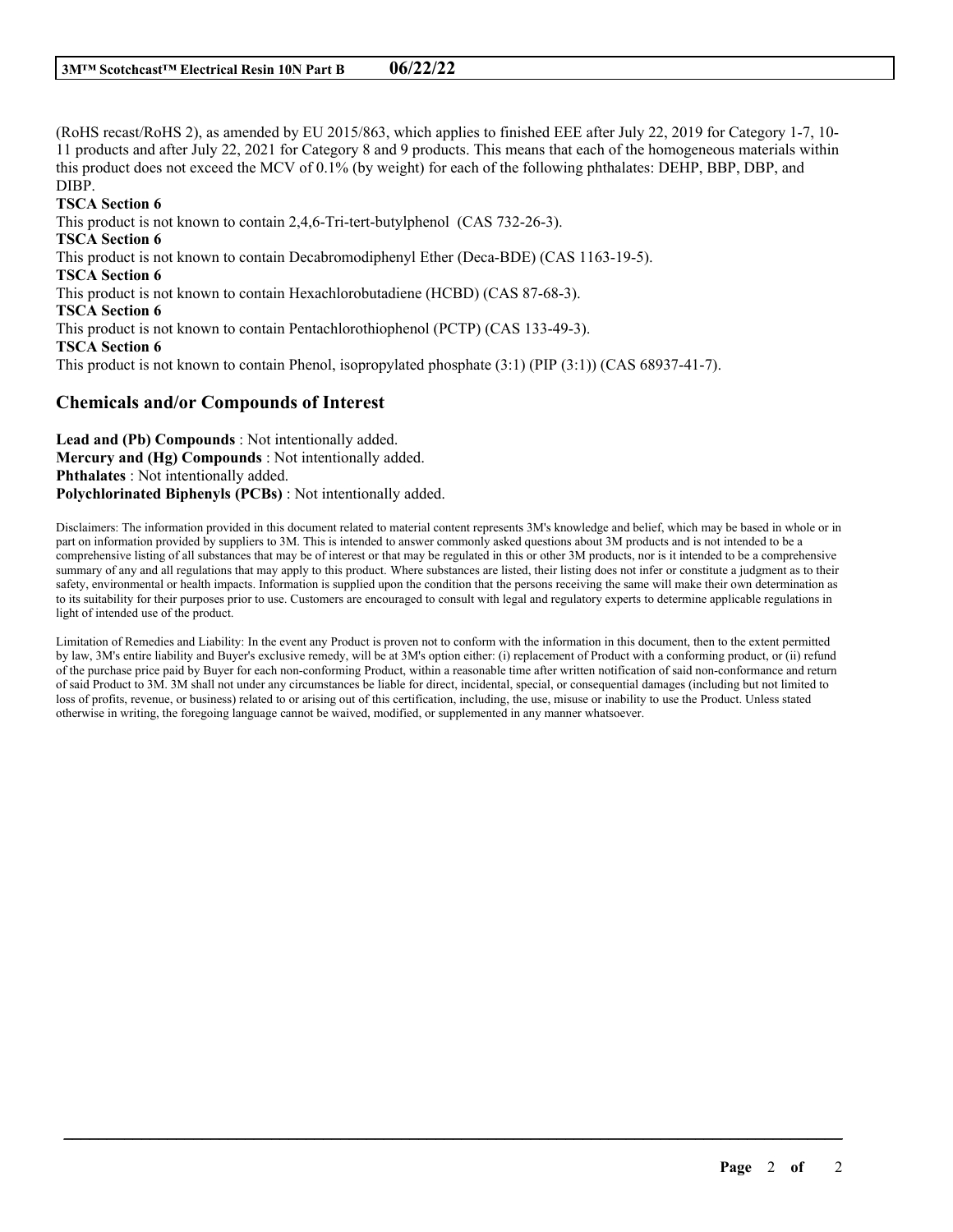(RoHS recast/RoHS 2), as amended by EU 2015/863, which applies to finished EEE after July 22, 2019 for Category 1-7, 10-11 products and after July 22, 2021 for Category 8 and 9 products. This means that each of the homogeneous materials within this product does not exceed the MCV of 0.1% (by weight) for each of the following phthalates: DEHP, BBP, DBP, and DIBP.

**TSCA Section 6**

This product is not known to contain 2,4,6-Tri-tert-butylphenol (CAS 732-26-3).

**TSCA Section 6**

This product is not known to contain Decabromodiphenyl Ether (Deca-BDE) (CAS 1163-19-5).

**TSCA Section 6**

This product is not known to contain Hexachlorobutadiene (HCBD) (CAS 87-68-3).

**TSCA Section 6**

This product is not known to contain Pentachlorothiophenol (PCTP) (CAS 133-49-3).

**TSCA Section 6**

This product is not known to contain Phenol, isopropylated phosphate (3:1) (PIP (3:1)) (CAS 68937-41-7).

## Chemicals and/or Compounds of Interest

**Lead and (Pb) Compounds** : Not intentionally added.
**Mercury and (Hg) Compounds** : Not intentionally added.
**Phthalates** : Not intentionally added.
**Polychlorinated Biphenyls (PCBs)** : Not intentionally added.

Disclaimers: The information provided in this document related to material content represents 3M's knowledge and belief, which may be based in whole or in part on information provided by suppliers to 3M. This is intended to answer commonly asked questions about 3M products and is not intended to be a comprehensive listing of all substances that may be of interest or that may be regulated in this or other 3M products, nor is it intended to be a comprehensive summary of any and all regulations that may apply to this product. Where substances are listed, their listing does not infer or constitute a judgment as to their safety, environmental or health impacts. Information is supplied upon the condition that the persons receiving the same will make their own determination as to its suitability for their purposes prior to use. Customers are encouraged to consult with legal and regulatory experts to determine applicable regulations in light of intended use of the product.

Limitation of Remedies and Liability: In the event any Product is proven not to conform with the information in this document, then to the extent permitted by law, 3M's entire liability and Buyer's exclusive remedy, will be at 3M's option either: (i) replacement of Product with a conforming product, or (ii) refund of the purchase price paid by Buyer for each non-conforming Product, within a reasonable time after written notification of said non-conformance and return of said Product to 3M. 3M shall not under any circumstances be liable for direct, incidental, special, or consequential damages (including but not limited to loss of profits, revenue, or business) related to or arising out of this certification, including, the use, misuse or inability to use the Product. Unless stated otherwise in writing, the foregoing language cannot be waived, modified, or supplemented in any manner whatsoever.